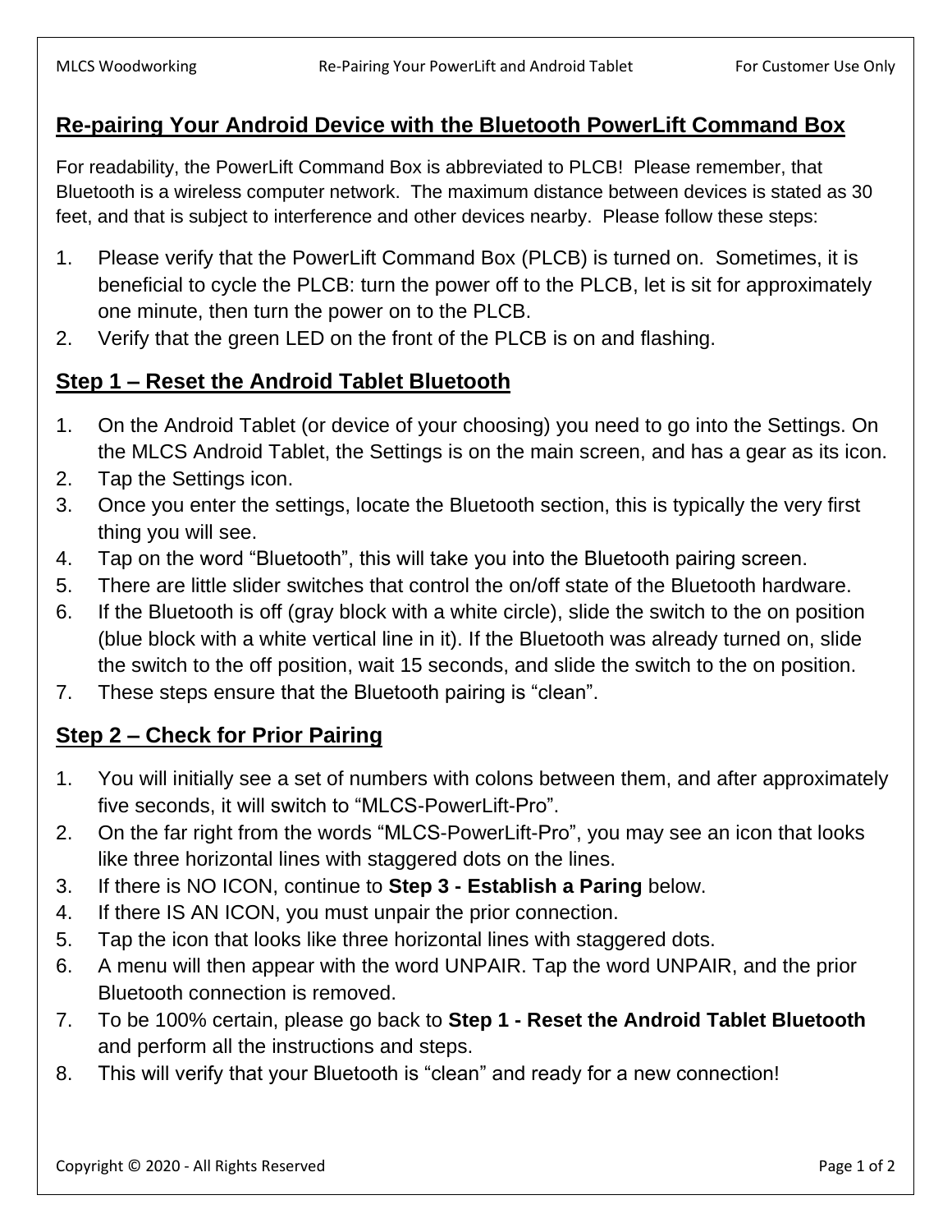## Re-pairing Your Android Device with the Bluetooth PowerLift Command Box

For readability, the PowerLift Command Box is abbreviated to PLCB! Please remember, that Bluetooth is a wireless computer network. The maximum distance between devices is stated as 30 feet, and that is subject to interference and other devices nearby. Please follow these steps:

1. Please verify that the PowerLift Command Box (PLCB) is turned on. Sometimes, it is beneficial to cycle the PLCB: turn the power off to the PLCB, let is sit for approximately one minute, then turn the power on to the PLCB.
2. Verify that the green LED on the front of the PLCB is on and flashing.

## Step 1 – Reset the Android Tablet Bluetooth

1. On the Android Tablet (or device of your choosing) you need to go into the Settings. On the MLCS Android Tablet, the Settings is on the main screen, and has a gear as its icon.
2. Tap the Settings icon.
3. Once you enter the settings, locate the Bluetooth section, this is typically the very first thing you will see.
4. Tap on the word "Bluetooth", this will take you into the Bluetooth pairing screen.
5. There are little slider switches that control the on/off state of the Bluetooth hardware.
6. If the Bluetooth is off (gray block with a white circle), slide the switch to the on position (blue block with a white vertical line in it). If the Bluetooth was already turned on, slide the switch to the off position, wait 15 seconds, and slide the switch to the on position.
7. These steps ensure that the Bluetooth pairing is "clean".

## Step 2 – Check for Prior Pairing

1. You will initially see a set of numbers with colons between them, and after approximately five seconds, it will switch to "MLCS-PowerLift-Pro".
2. On the far right from the words "MLCS-PowerLift-Pro", you may see an icon that looks like three horizontal lines with staggered dots on the lines.
3. If there is NO ICON, continue to **Step 3 - Establish a Paring** below.
4. If there IS AN ICON, you must unpair the prior connection.
5. Tap the icon that looks like three horizontal lines with staggered dots.
6. A menu will then appear with the word UNPAIR. Tap the word UNPAIR, and the prior Bluetooth connection is removed.
7. To be 100% certain, please go back to **Step 1 - Reset the Android Tablet Bluetooth** and perform all the instructions and steps.
8. This will verify that your Bluetooth is "clean" and ready for a new connection!

Copyright © 2020 - All Rights Reserved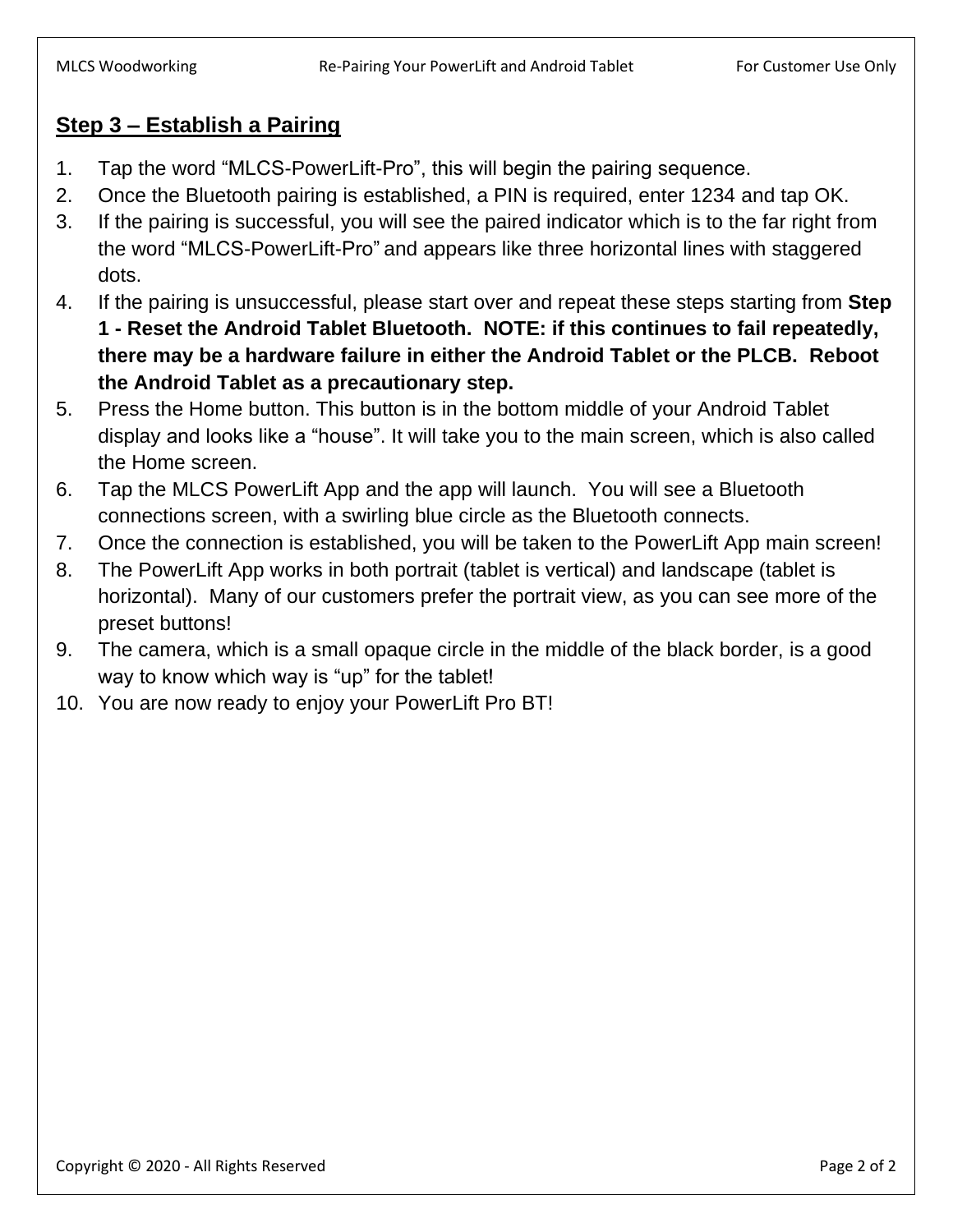## **Step 3 – Establish a Pairing**

1. Tap the word “MLCS-PowerLift-Pro”, this will begin the pairing sequence.
2. Once the Bluetooth pairing is established, a PIN is required, enter 1234 and tap OK.
3. If the pairing is successful, you will see the paired indicator which is to the far right from the word “MLCS-PowerLift-Pro” and appears like three horizontal lines with staggered dots.
4. If the pairing is unsuccessful, please start over and repeat these steps starting from **Step 1 - Reset the Android Tablet Bluetooth. NOTE: if this continues to fail repeatedly, there may be a hardware failure in either the Android Tablet or the PLCB. Reboot the Android Tablet as a precautionary step.**
5. Press the Home button. This button is in the bottom middle of your Android Tablet display and looks like a “house”. It will take you to the main screen, which is also called the Home screen.
6. Tap the MLCS PowerLift App and the app will launch. You will see a Bluetooth connections screen, with a swirling blue circle as the Bluetooth connects.
7. Once the connection is established, you will be taken to the PowerLift App main screen!
8. The PowerLift App works in both portrait (tablet is vertical) and landscape (tablet is horizontal). Many of our customers prefer the portrait view, as you can see more of the preset buttons!
9. The camera, which is a small opaque circle in the middle of the black border, is a good way to know which way is “up” for the tablet!
10. You are now ready to enjoy your PowerLift Pro BT!

Copyright © 2020 - All Rights Reserved